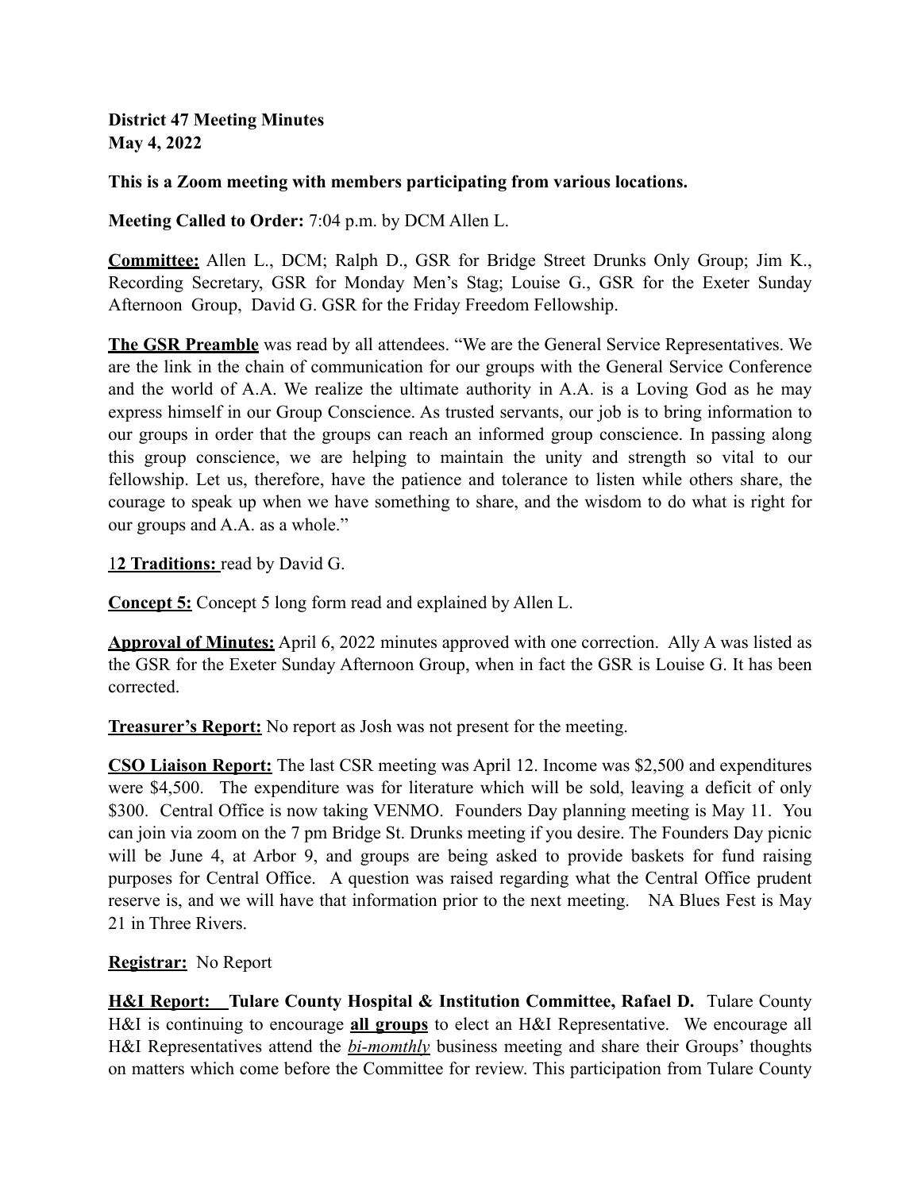**District 47 Meeting Minutes**
**May 4, 2022**

**This is a Zoom meeting with members participating from various locations.**

**Meeting Called to Order:** 7:04 p.m. by DCM Allen L.

**Committee:** Allen L., DCM; Ralph D., GSR for Bridge Street Drunks Only Group; Jim K., Recording Secretary, GSR for Monday Men's Stag; Louise G., GSR for the Exeter Sunday Afternoon Group, David G. GSR for the Friday Freedom Fellowship.

**The GSR Preamble** was read by all attendees. "We are the General Service Representatives. We are the link in the chain of communication for our groups with the General Service Conference and the world of A.A. We realize the ultimate authority in A.A. is a Loving God as he may express himself in our Group Conscience. As trusted servants, our job is to bring information to our groups in order that the groups can reach an informed group conscience. In passing along this group conscience, we are helping to maintain the unity and strength so vital to our fellowship. Let us, therefore, have the patience and tolerance to listen while others share, the courage to speak up when we have something to share, and the wisdom to do what is right for our groups and A.A. as a whole."

1**2 Traditions:** read by David G.

**Concept 5:** Concept 5 long form read and explained by Allen L.

**Approval of Minutes:** April 6, 2022 minutes approved with one correction. Ally A was listed as the GSR for the Exeter Sunday Afternoon Group, when in fact the GSR is Louise G. It has been corrected.

**Treasurer's Report:** No report as Josh was not present for the meeting.

**CSO Liaison Report:** The last CSR meeting was April 12. Income was $2,500 and expenditures were $4,500. The expenditure was for literature which will be sold, leaving a deficit of only $300. Central Office is now taking VENMO. Founders Day planning meeting is May 11. You can join via zoom on the 7 pm Bridge St. Drunks meeting if you desire. The Founders Day picnic will be June 4, at Arbor 9, and groups are being asked to provide baskets for fund raising purposes for Central Office. A question was raised regarding what the Central Office prudent reserve is, and we will have that information prior to the next meeting. NA Blues Fest is May 21 in Three Rivers.

**Registrar:** No Report

**H&I Report: Tulare County Hospital & Institution Committee, Rafael D.** Tulare County H&I is continuing to encourage **all groups** to elect an H&I Representative. We encourage all H&I Representatives attend the ***bi-momthly*** business meeting and share their Groups' thoughts on matters which come before the Committee for review. This participation from Tulare County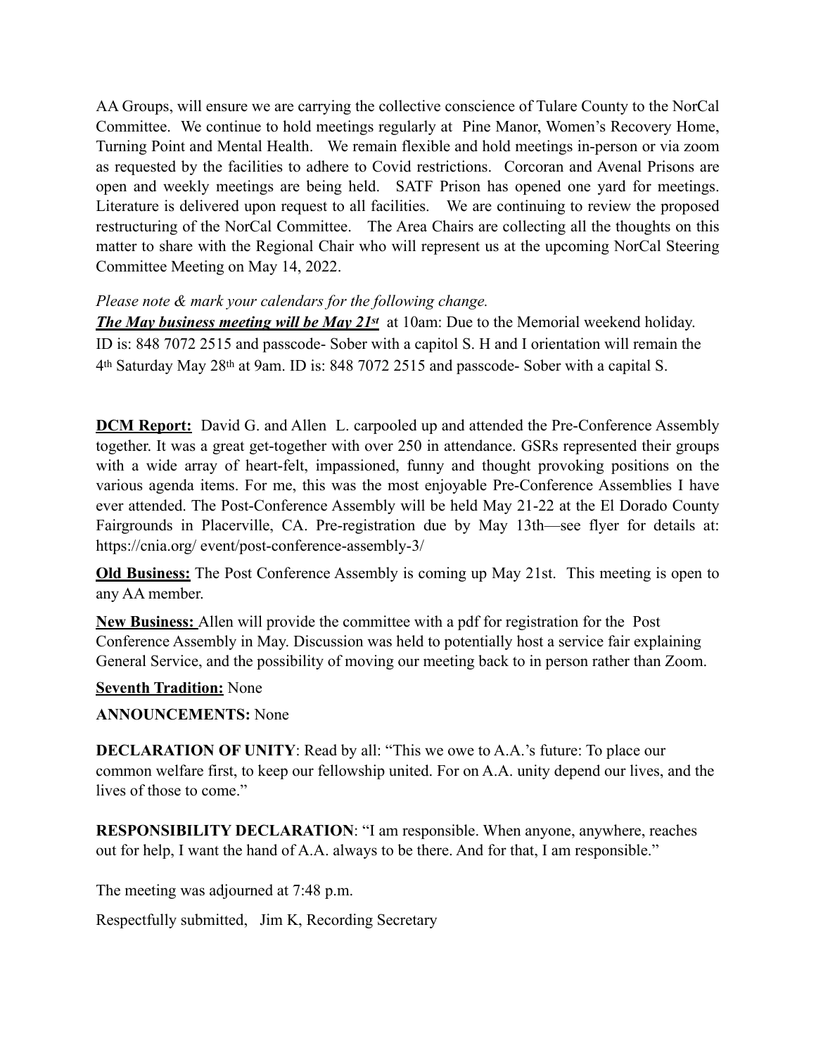AA Groups, will ensure we are carrying the collective conscience of Tulare County to the NorCal Committee. We continue to hold meetings regularly at Pine Manor, Women's Recovery Home, Turning Point and Mental Health. We remain flexible and hold meetings in-person or via zoom as requested by the facilities to adhere to Covid restrictions. Corcoran and Avenal Prisons are open and weekly meetings are being held. SATF Prison has opened one yard for meetings. Literature is delivered upon request to all facilities. We are continuing to review the proposed restructuring of the NorCal Committee. The Area Chairs are collecting all the thoughts on this matter to share with the Regional Chair who will represent us at the upcoming NorCal Steering Committee Meeting on May 14, 2022.

*Please note & mark your calendars for the following change.*

***The May business meeting will be May 21st*** at 10am: Due to the Memorial weekend holiday. ID is: 848 7072 2515 and passcode- Sober with a capitol S. H and I orientation will remain the 4th Saturday May 28th at 9am. ID is: 848 7072 2515 and passcode- Sober with a capital S.

**DCM Report:** David G. and Allen L. carpooled up and attended the Pre-Conference Assembly together. It was a great get-together with over 250 in attendance. GSRs represented their groups with a wide array of heart-felt, impassioned, funny and thought provoking positions on the various agenda items. For me, this was the most enjoyable Pre-Conference Assemblies I have ever attended. The Post-Conference Assembly will be held May 21-22 at the El Dorado County Fairgrounds in Placerville, CA. Pre-registration due by May 13th—see flyer for details at: https://cnia.org/ event/post-conference-assembly-3/

**Old Business:** The Post Conference Assembly is coming up May 21st. This meeting is open to any AA member.

**New Business:** Allen will provide the committee with a pdf for registration for the Post Conference Assembly in May. Discussion was held to potentially host a service fair explaining General Service, and the possibility of moving our meeting back to in person rather than Zoom.

**Seventh Tradition:** None

**ANNOUNCEMENTS:** None

**DECLARATION OF UNITY**: Read by all: "This we owe to A.A.'s future: To place our common welfare first, to keep our fellowship united. For on A.A. unity depend our lives, and the lives of those to come."

**RESPONSIBILITY DECLARATION**: "I am responsible. When anyone, anywhere, reaches out for help, I want the hand of A.A. always to be there. And for that, I am responsible."

The meeting was adjourned at 7:48 p.m.

Respectfully submitted, Jim K, Recording Secretary